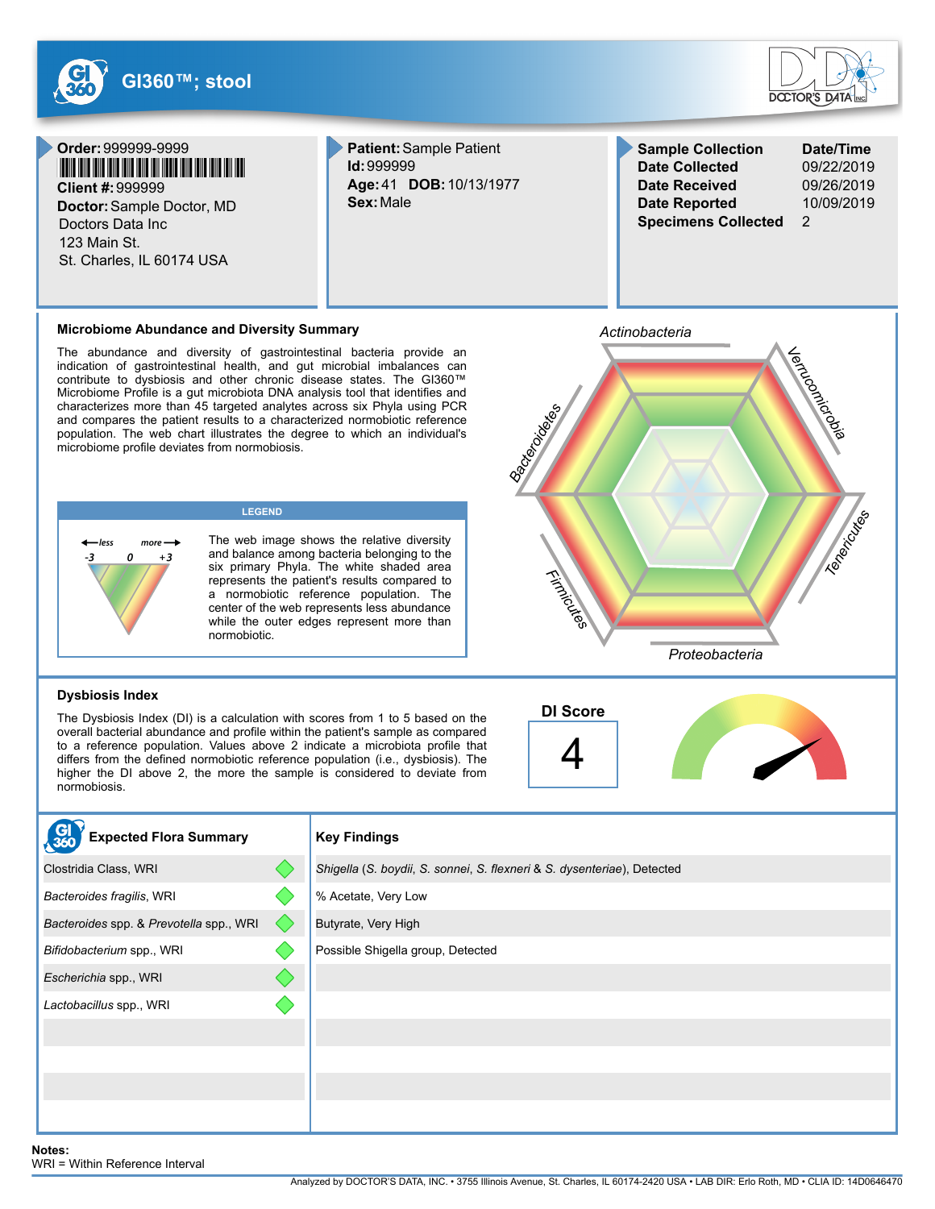# GI360™; stool

**Order:** 999999-9999
**Client #:** 999999
**Doctor:** Sample Doctor, MD
Doctors Data Inc
123 Main St.
St. Charles, IL 60174 USA

**Patient:** Sample Patient
**Id:** 999999
**Age:** 41 **DOB:** 10/13/1977
**Sex:** Male

| Sample Collection | Date/Time |
|---|---|
| Date Collected | 09/22/2019 |
| Date Received | 09/26/2019 |
| Date Reported | 10/09/2019 |
| Specimens Collected | 2 |

## Microbiome Abundance and Diversity Summary

The abundance and diversity of gastrointestinal bacteria provide an indication of gastrointestinal health, and gut microbial imbalances can contribute to dysbiosis and other chronic disease states. The GI360™ Microbiome Profile is a gut microbiota DNA analysis tool that identifies and characterizes more than 45 targeted analytes across six Phyla using PCR and compares the patient results to a characterized normobiotic reference population. The web chart illustrates the degree to which an individual's microbiome profile deviates from normobiosis.

**LEGEND**

less ← → more
-3 0 +3

The web image shows the relative diversity and balance among bacteria belonging to the six primary Phyla. The white shaded area represents the patient's results compared to a normobiotic reference population. The center of the web represents less abundance while the outer edges represent more than normobiotic.

Actinobacteria, Verrucomicrobia, Tenericutes, Proteobacteria, Firmicutes, Bacteroidetes

## Dysbiosis Index

The Dysbiosis Index (DI) is a calculation with scores from 1 to 5 based on the overall bacterial abundance and profile within the patient's sample as compared to a reference population. Values above 2 indicate a microbiota profile that differs from the defined normobiotic reference population (i.e., dysbiosis). The higher the DI above 2, the more the sample is considered to deviate from normobiosis.

**DI Score**

4

| Expected Flora Summary | | Key Findings |
|---|---|---|
| Clostridia Class, WRI | ◆ | *Shigella* (*S. boydii*, *S. sonnei*, *S. flexneri* & *S. dysenteriae*), Detected |
| *Bacteroides fragilis*, WRI | ◆ | % Acetate, Very Low |
| *Bacteroides* spp. & *Prevotella* spp., WRI | ◆ | Butyrate, Very High |
| *Bifidobacterium* spp., WRI | ◆ | Possible Shigella group, Detected |
| *Escherichia* spp., WRI | ◆ | |
| *Lactobacillus* spp., WRI | ◆ | |

**Notes:**
WRI = Within Reference Interval

Analyzed by DOCTOR'S DATA, INC. • 3755 Illinois Avenue, St. Charles, IL 60174-2420 USA • LAB DIR: Erlo Roth, MD • CLIA ID: 14D0646470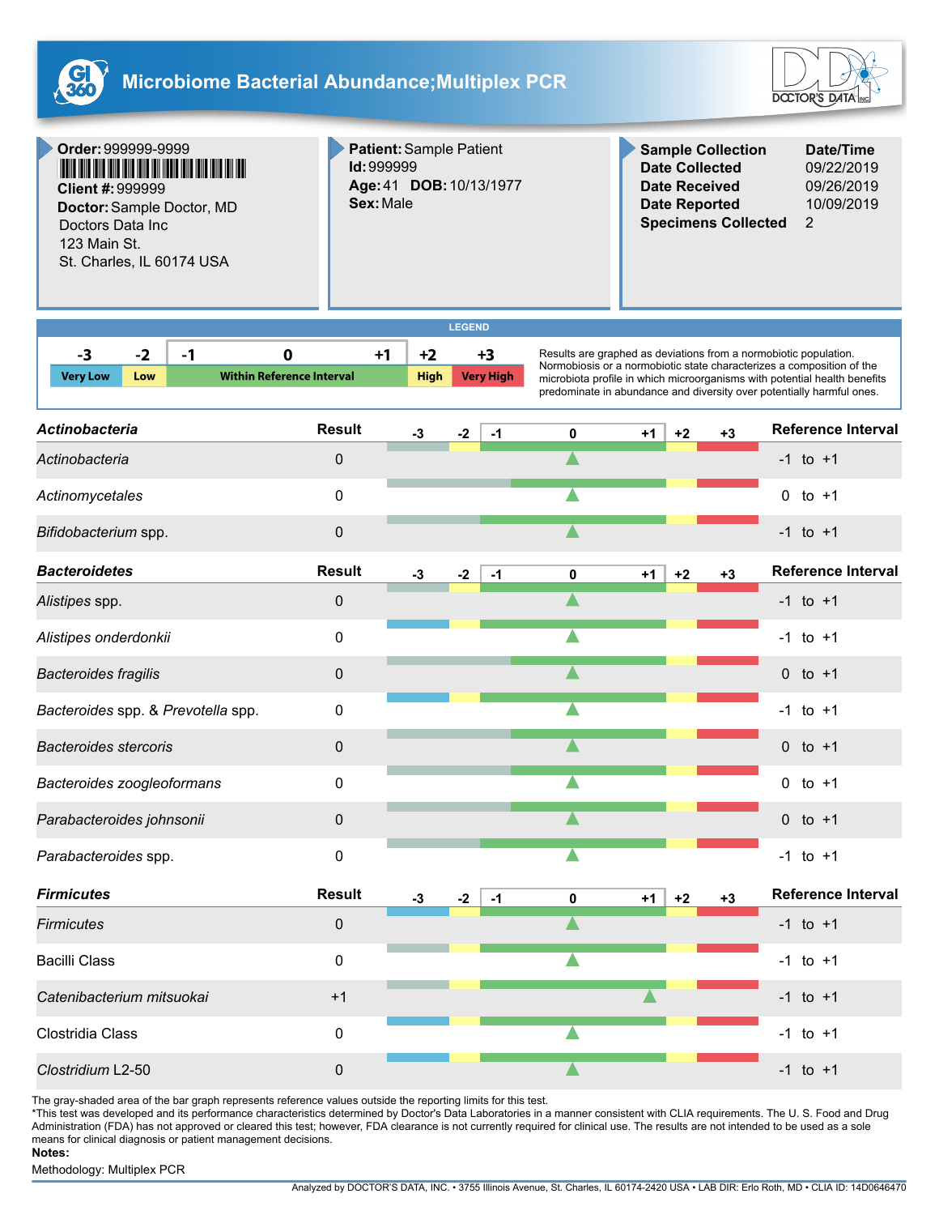# Microbiome Bacterial Abundance;Multiplex PCR

**Order:** 999999-9999
**Client #:** 999999
**Doctor:** Sample Doctor, MD
Doctors Data Inc
123 Main St.
St. Charles, IL 60174 USA

**Patient:** Sample Patient
**Id:** 999999
**Age:** 41 **DOB:** 10/13/1977
**Sex:** Male

| Sample Collection | Date/Time |
|---|---|
| Date Collected | 09/22/2019 |
| Date Received | 09/26/2019 |
| Date Reported | 10/09/2019 |
| Specimens Collected | 2 |

**LEGEND**

| -3 | -2 | -1 | 0 | +1 | +2 | +3 |
|---|---|---|---|---|---|---|
| Very Low | Low | Within Reference Interval | | | High | Very High |

Results are graphed as deviations from a normobiotic population. Normobiosis or a normobiotic state characterizes a composition of the microbiota profile in which microorganisms with potential health benefits predominate in abundance and diversity over potentially harmful ones.

| ***Actinobacteria*** | **Result** | **Reference Interval** |
|---|---|---|
| *Actinobacteria* | 0 | -1 to +1 |
| *Actinomycetales* | 0 | 0 to +1 |
| *Bifidobacterium* spp. | 0 | -1 to +1 |

| ***Bacteroidetes*** | **Result** | **Reference Interval** |
|---|---|---|
| *Alistipes* spp. | 0 | -1 to +1 |
| *Alistipes onderdonkii* | 0 | -1 to +1 |
| *Bacteroides fragilis* | 0 | 0 to +1 |
| *Bacteroides* spp. & *Prevotella* spp. | 0 | -1 to +1 |
| *Bacteroides stercoris* | 0 | 0 to +1 |
| *Bacteroides zoogleoformans* | 0 | 0 to +1 |
| *Parabacteroides johnsonii* | 0 | 0 to +1 |
| *Parabacteroides* spp. | 0 | -1 to +1 |

| ***Firmicutes*** | **Result** | **Reference Interval** |
|---|---|---|
| *Firmicutes* | 0 | -1 to +1 |
| Bacilli Class | 0 | -1 to +1 |
| *Catenibacterium mitsuokai* | +1 | -1 to +1 |
| Clostridia Class | 0 | -1 to +1 |
| *Clostridium* L2-50 | 0 | -1 to +1 |

The gray-shaded area of the bar graph represents reference values outside the reporting limits for this test.
*This test was developed and its performance characteristics determined by Doctor's Data Laboratories in a manner consistent with CLIA requirements. The U. S. Food and Drug Administration (FDA) has not approved or cleared this test; however, FDA clearance is not currently required for clinical use. The results are not intended to be used as a sole means for clinical diagnosis or patient management decisions.

**Notes:**

Methodology: Multiplex PCR

Analyzed by DOCTOR'S DATA, INC. • 3755 Illinois Avenue, St. Charles, IL 60174-2420 USA • LAB DIR: Erlo Roth, MD • CLIA ID: 14D0646470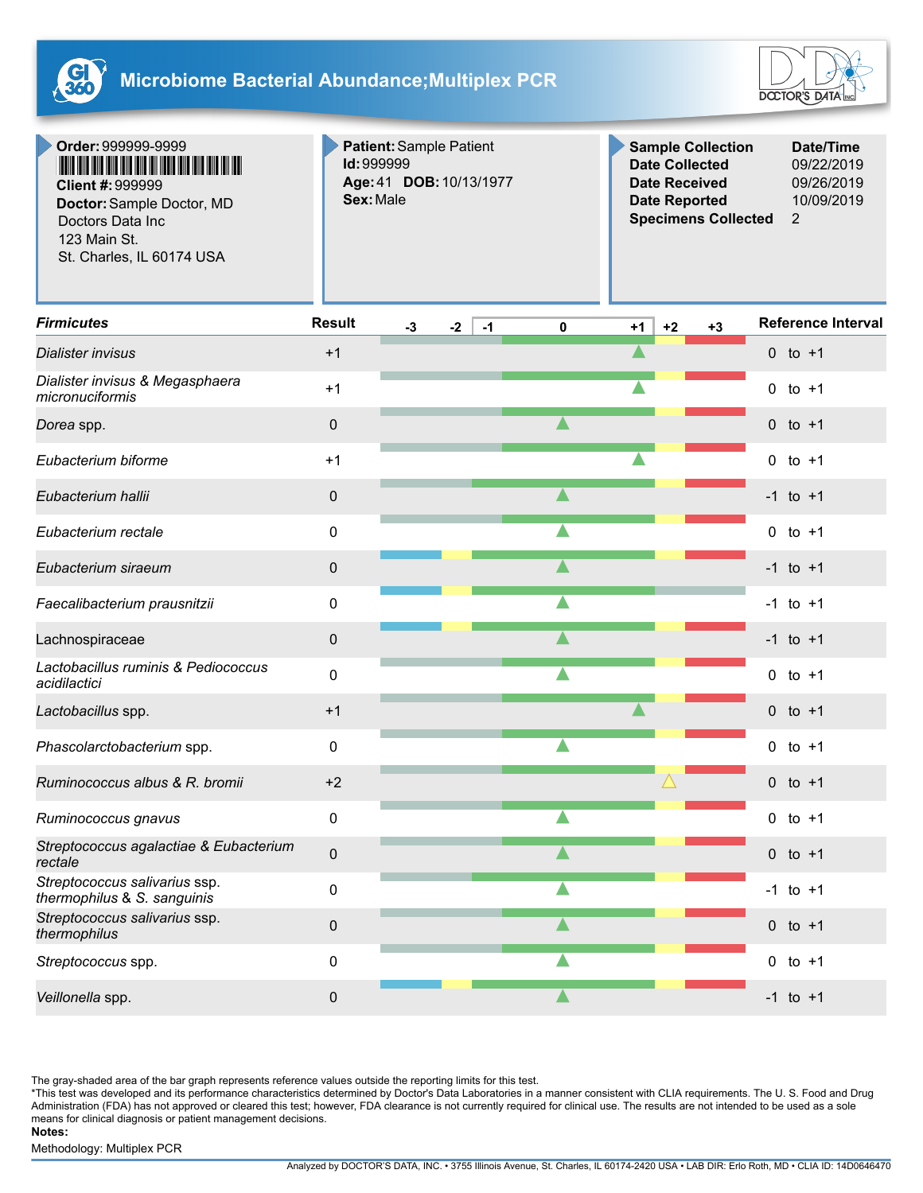# Microbiome Bacterial Abundance;Multiplex PCR

**Order:** 999999-9999
**Client #:** 999999
**Doctor:** Sample Doctor, MD
Doctors Data Inc
123 Main St.
St. Charles, IL 60174 USA

**Patient:** Sample Patient
**Id:** 999999
**Age:** 41 **DOB:** 10/13/1977
**Sex:** Male

| Sample Collection | Date/Time |
|---|---|
| Date Collected | 09/22/2019 |
| Date Received | 09/26/2019 |
| Date Reported | 10/09/2019 |
| Specimens Collected | 2 |

| *Firmicutes* | Result | Reference Interval |
|---|---|---|
| *Dialister invisus* | +1 | 0 to +1 |
| *Dialister invisus* & *Megasphaera micronuciformis* | +1 | 0 to +1 |
| *Dorea* spp. | 0 | 0 to +1 |
| *Eubacterium biforme* | +1 | 0 to +1 |
| *Eubacterium hallii* | 0 | -1 to +1 |
| *Eubacterium rectale* | 0 | 0 to +1 |
| *Eubacterium siraeum* | 0 | -1 to +1 |
| *Faecalibacterium prausnitzii* | 0 | -1 to +1 |
| Lachnospiraceae | 0 | -1 to +1 |
| *Lactobacillus ruminis* & *Pediococcus acidilactici* | 0 | 0 to +1 |
| *Lactobacillus* spp. | +1 | 0 to +1 |
| *Phascolarctobacterium* spp. | 0 | 0 to +1 |
| *Ruminococcus albus* & *R. bromii* | +2 | 0 to +1 |
| *Ruminococcus gnavus* | 0 | 0 to +1 |
| *Streptococcus agalactiae* & *Eubacterium rectale* | 0 | 0 to +1 |
| *Streptococcus salivarius* ssp. *thermophilus* & *S. sanguinis* | 0 | -1 to +1 |
| *Streptococcus salivarius* ssp. *thermophilus* | 0 | 0 to +1 |
| *Streptococcus* spp. | 0 | 0 to +1 |
| *Veillonella* spp. | 0 | -1 to +1 |

The gray-shaded area of the bar graph represents reference values outside the reporting limits for this test.
*This test was developed and its performance characteristics determined by Doctor's Data Laboratories in a manner consistent with CLIA requirements. The U. S. Food and Drug Administration (FDA) has not approved or cleared this test; however, FDA clearance is not currently required for clinical use. The results are not intended to be used as a sole means for clinical diagnosis or patient management decisions.

**Notes:**

Methodology: Multiplex PCR

Analyzed by DOCTOR'S DATA, INC. • 3755 Illinois Avenue, St. Charles, IL 60174-2420 USA • LAB DIR: Erlo Roth, MD • CLIA ID: 14D0646470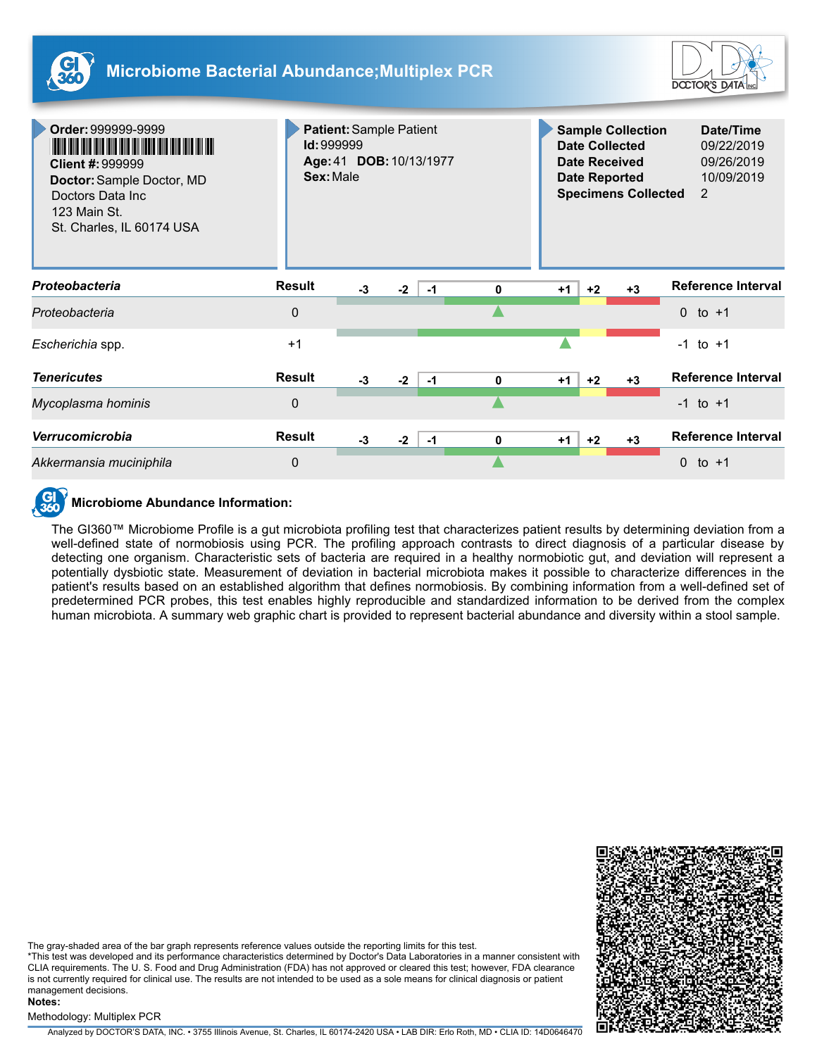# Microbiome Bacterial Abundance;Multiplex PCR

**Order:** 999999-9999
**Client #:** 999999
**Doctor:** Sample Doctor, MD
Doctors Data Inc
123 Main St.
St. Charles, IL 60174 USA

**Patient:** Sample Patient
**Id:** 999999
**Age:** 41 **DOB:** 10/13/1977
**Sex:** Male

| Sample Collection | Date/Time |
|---|---|
| Date Collected | 09/22/2019 |
| Date Received | 09/26/2019 |
| Date Reported | 10/09/2019 |
| Specimens Collected | 2 |

| ***Proteobacteria*** | **Result** | **-3 -2 -1 0 +1 +2 +3** | **Reference Interval** |
|---|---|---|---|
| *Proteobacteria* | 0 | | 0 to +1 |
| *Escherichia* spp. | +1 | | -1 to +1 |

| ***Tenericutes*** | **Result** | **-3 -2 -1 0 +1 +2 +3** | **Reference Interval** |
|---|---|---|---|
| *Mycoplasma hominis* | 0 | | -1 to +1 |

| ***Verrucomicrobia*** | **Result** | **-3 -2 -1 0 +1 +2 +3** | **Reference Interval** |
|---|---|---|---|
| *Akkermansia muciniphila* | 0 | | 0 to +1 |

## Microbiome Abundance Information:

The GI360™ Microbiome Profile is a gut microbiota profiling test that characterizes patient results by determining deviation from a well-defined state of normobiosis using PCR. The profiling approach contrasts to direct diagnosis of a particular disease by detecting one organism. Characteristic sets of bacteria are required in a healthy normobiotic gut, and deviation will represent a potentially dysbiotic state. Measurement of deviation in bacterial microbiota makes it possible to characterize differences in the patient's results based on an established algorithm that defines normobiosis. By combining information from a well-defined set of predetermined PCR probes, this test enables highly reproducible and standardized information to be derived from the complex human microbiota. A summary web graphic chart is provided to represent bacterial abundance and diversity within a stool sample.

The gray-shaded area of the bar graph represents reference values outside the reporting limits for this test.
*This test was developed and its performance characteristics determined by Doctor's Data Laboratories in a manner consistent with CLIA requirements. The U. S. Food and Drug Administration (FDA) has not approved or cleared this test; however, FDA clearance is not currently required for clinical use. The results are not intended to be used as a sole means for clinical diagnosis or patient management decisions.

**Notes:**

Methodology: Multiplex PCR

Analyzed by DOCTOR'S DATA, INC. • 3755 Illinois Avenue, St. Charles, IL 60174-2420 USA • LAB DIR: Erlo Roth, MD • CLIA ID: 14D0646470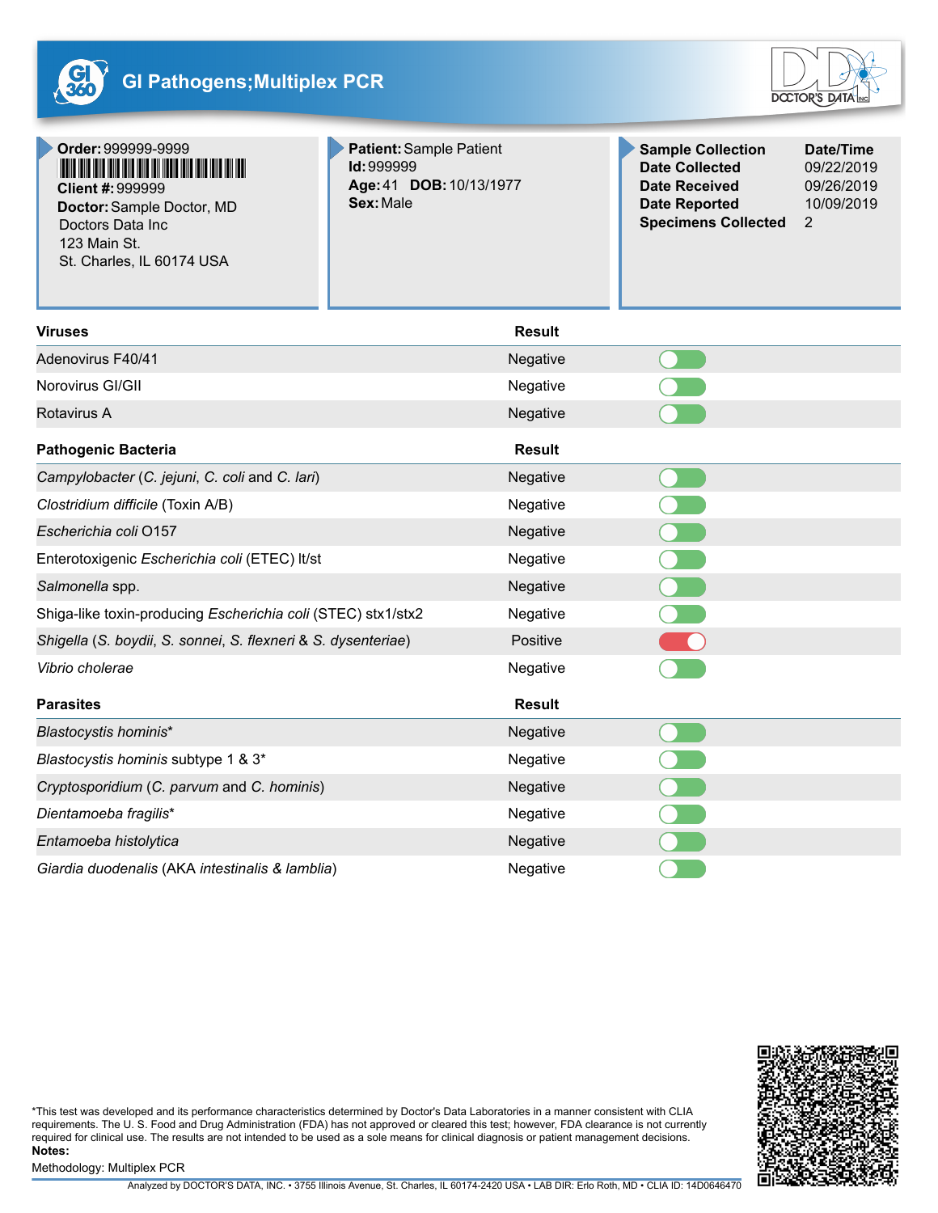# GI Pathogens;Multiplex PCR

**Order:** 999999-9999
**Client #:** 999999
**Doctor:** Sample Doctor, MD
Doctors Data Inc
123 Main St.
St. Charles, IL 60174 USA

**Patient:** Sample Patient
**Id:** 999999
**Age:** 41 **DOB:** 10/13/1977
**Sex:** Male

| Sample Collection | Date/Time |
|---|---|
| Date Collected | 09/22/2019 |
| Date Received | 09/26/2019 |
| Date Reported | 10/09/2019 |
| Specimens Collected | 2 |

| Viruses | Result |
|---|---|
| Adenovirus F40/41 | Negative |
| Norovirus GI/GII | Negative |
| Rotavirus A | Negative |

| Pathogenic Bacteria | Result |
|---|---|
| *Campylobacter* (*C. jejuni*, *C. coli* and *C. lari*) | Negative |
| *Clostridium difficile* (Toxin A/B) | Negative |
| *Escherichia coli* O157 | Negative |
| Enterotoxigenic *Escherichia coli* (ETEC) lt/st | Negative |
| *Salmonella* spp. | Negative |
| Shiga-like toxin-producing *Escherichia coli* (STEC) stx1/stx2 | Negative |
| *Shigella* (*S. boydii*, *S. sonnei*, *S. flexneri* & *S. dysenteriae*) | Positive |
| *Vibrio cholerae* | Negative |

| Parasites | Result |
|---|---|
| *Blastocystis hominis** | Negative |
| *Blastocystis hominis* subtype 1 & 3* | Negative |
| *Cryptosporidium* (*C. parvum* and *C. hominis*) | Negative |
| *Dientamoeba fragilis** | Negative |
| *Entamoeba histolytica* | Negative |
| *Giardia duodenalis* (AKA *intestinalis* & *lamblia*) | Negative |

*This test was developed and its performance characteristics determined by Doctor's Data Laboratories in a manner consistent with CLIA requirements. The U. S. Food and Drug Administration (FDA) has not approved or cleared this test; however, FDA clearance is not currently required for clinical use. The results are not intended to be used as a sole means for clinical diagnosis or patient management decisions.

**Notes:**

Methodology: Multiplex PCR

Analyzed by DOCTOR'S DATA, INC. • 3755 Illinois Avenue, St. Charles, IL 60174-2420 USA • LAB DIR: Erlo Roth, MD • CLIA ID: 14D0646470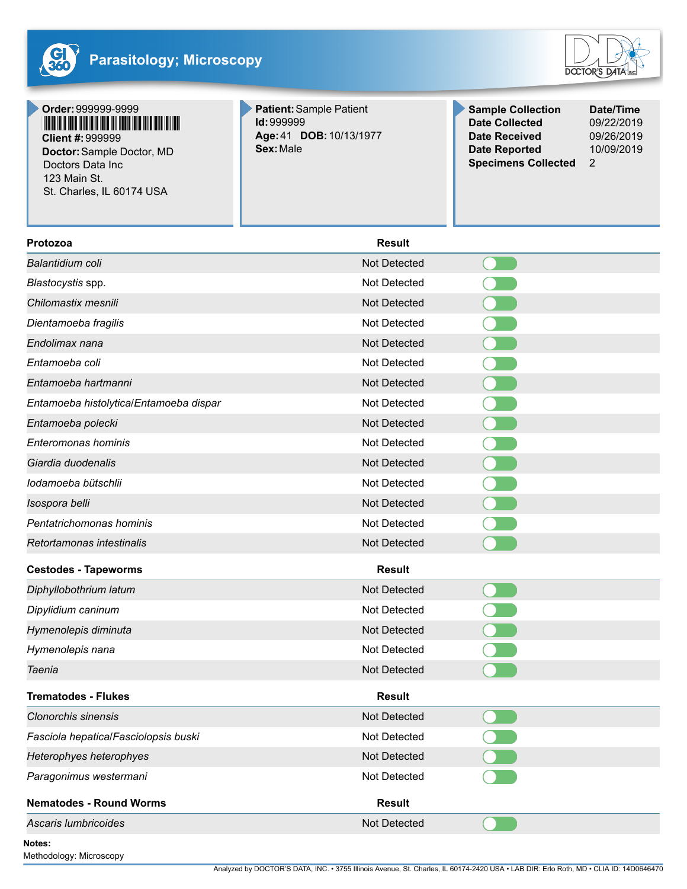# Parasitology; Microscopy

**Order:** 999999-9999
**Client #:** 999999
**Doctor:** Sample Doctor, MD
Doctors Data Inc
123 Main St.
St. Charles, IL 60174 USA

**Patient:** Sample Patient
**Id:** 999999
**Age:** 41 **DOB:** 10/13/1977
**Sex:** Male

| Sample Collection | Date/Time |
|---|---|
| Date Collected | 09/22/2019 |
| Date Received | 09/26/2019 |
| Date Reported | 10/09/2019 |
| Specimens Collected | 2 |

| Protozoa | Result |
|---|---|
| *Balantidium coli* | Not Detected |
| *Blastocystis* spp. | Not Detected |
| *Chilomastix mesnili* | Not Detected |
| *Dientamoeba fragilis* | Not Detected |
| *Endolimax nana* | Not Detected |
| *Entamoeba coli* | Not Detected |
| *Entamoeba hartmanni* | Not Detected |
| *Entamoeba histolytica/Entamoeba dispar* | Not Detected |
| *Entamoeba polecki* | Not Detected |
| *Enteromonas hominis* | Not Detected |
| *Giardia duodenalis* | Not Detected |
| *Iodamoeba bütschlii* | Not Detected |
| *Isospora belli* | Not Detected |
| *Pentatrichomonas hominis* | Not Detected |
| *Retortamonas intestinalis* | Not Detected |

| Cestodes - Tapeworms | Result |
|---|---|
| *Diphyllobothrium latum* | Not Detected |
| *Dipylidium caninum* | Not Detected |
| *Hymenolepis diminuta* | Not Detected |
| *Hymenolepis nana* | Not Detected |
| *Taenia* | Not Detected |

| Trematodes - Flukes | Result |
|---|---|
| *Clonorchis sinensis* | Not Detected |
| *Fasciola hepatica/Fasciolopsis buski* | Not Detected |
| *Heterophyes heterophyes* | Not Detected |
| *Paragonimus westermani* | Not Detected |

| Nematodes - Round Worms | Result |
|---|---|
| *Ascaris lumbricoides* | Not Detected |

**Notes:**
Methodology: Microscopy

Analyzed by DOCTOR'S DATA, INC. • 3755 Illinois Avenue, St. Charles, IL 60174-2420 USA • LAB DIR: Erlo Roth, MD • CLIA ID: 14D0646470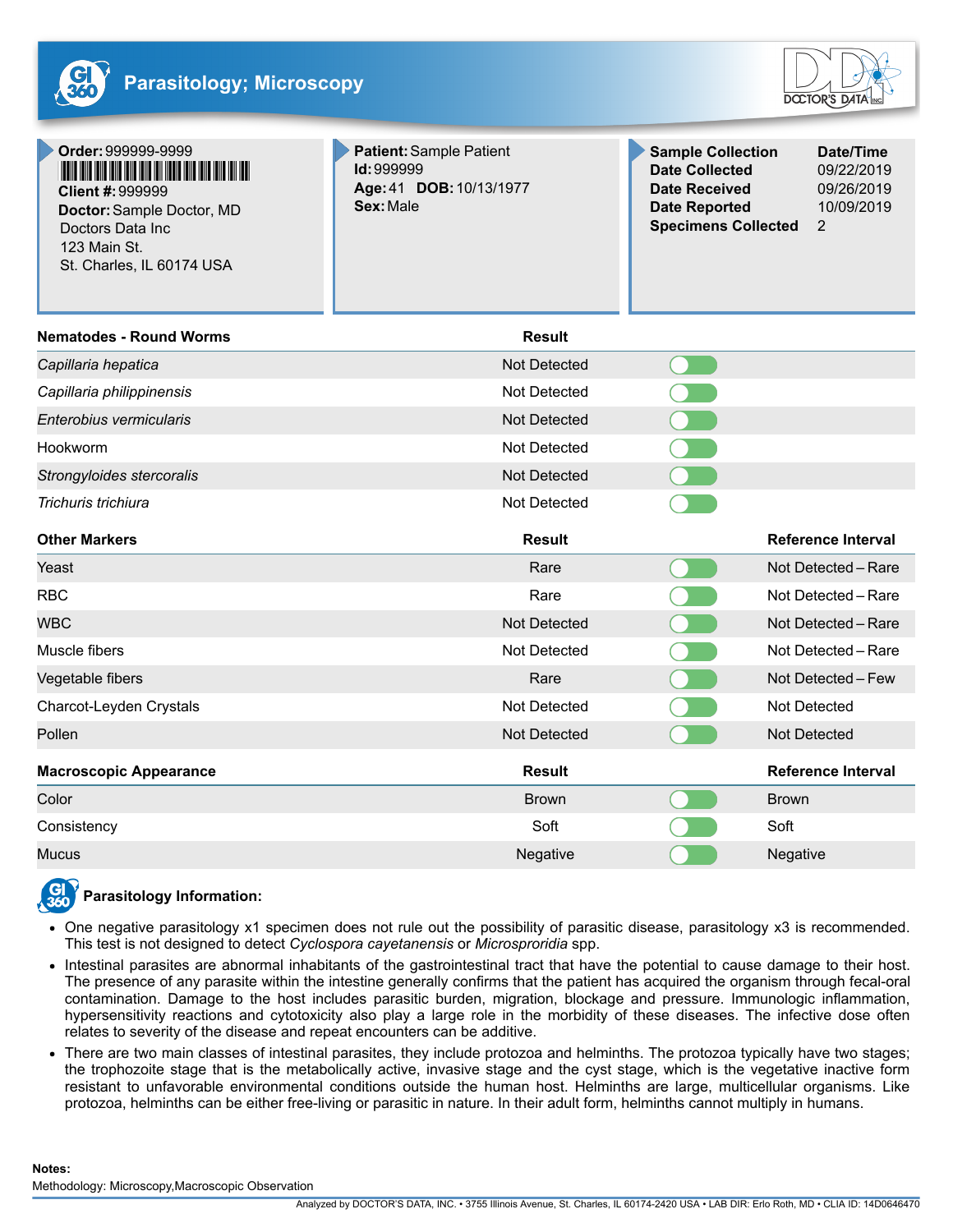# Parasitology; Microscopy

**Order:** 999999-9999
**Client #:** 999999
**Doctor:** Sample Doctor, MD
Doctors Data Inc
123 Main St.
St. Charles, IL 60174 USA

**Patient:** Sample Patient
**Id:** 999999
**Age:** 41 **DOB:** 10/13/1977
**Sex:** Male

| Sample Collection | Date/Time |
|---|---|
| Date Collected | 09/22/2019 |
| Date Received | 09/26/2019 |
| Date Reported | 10/09/2019 |
| Specimens Collected | 2 |

| Nematodes - Round Worms | Result |
|---|---|
| *Capillaria hepatica* | Not Detected |
| *Capillaria philippinensis* | Not Detected |
| *Enterobius vermicularis* | Not Detected |
| Hookworm | Not Detected |
| *Strongyloides stercoralis* | Not Detected |
| *Trichuris trichiura* | Not Detected |

| Other Markers | Result | Reference Interval |
|---|---|---|
| Yeast | Rare | Not Detected – Rare |
| RBC | Rare | Not Detected – Rare |
| WBC | Not Detected | Not Detected – Rare |
| Muscle fibers | Not Detected | Not Detected – Rare |
| Vegetable fibers | Rare | Not Detected – Few |
| Charcot-Leyden Crystals | Not Detected | Not Detected |
| Pollen | Not Detected | Not Detected |

| Macroscopic Appearance | Result | Reference Interval |
|---|---|---|
| Color | Brown | Brown |
| Consistency | Soft | Soft |
| Mucus | Negative | Negative |

**Parasitology Information:**

- One negative parasitology x1 specimen does not rule out the possibility of parasitic disease, parasitology x3 is recommended. This test is not designed to detect *Cyclospora cayetanensis* or *Microsproridia* spp.
- Intestinal parasites are abnormal inhabitants of the gastrointestinal tract that have the potential to cause damage to their host. The presence of any parasite within the intestine generally confirms that the patient has acquired the organism through fecal-oral contamination. Damage to the host includes parasitic burden, migration, blockage and pressure. Immunologic inflammation, hypersensitivity reactions and cytotoxicity also play a large role in the morbidity of these diseases. The infective dose often relates to severity of the disease and repeat encounters can be additive.
- There are two main classes of intestinal parasites, they include protozoa and helminths. The protozoa typically have two stages; the trophozoite stage that is the metabolically active, invasive stage and the cyst stage, which is the vegetative inactive form resistant to unfavorable environmental conditions outside the human host. Helminths are large, multicellular organisms. Like protozoa, helminths can be either free-living or parasitic in nature. In their adult form, helminths cannot multiply in humans.

**Notes:**
Methodology: Microscopy,Macroscopic Observation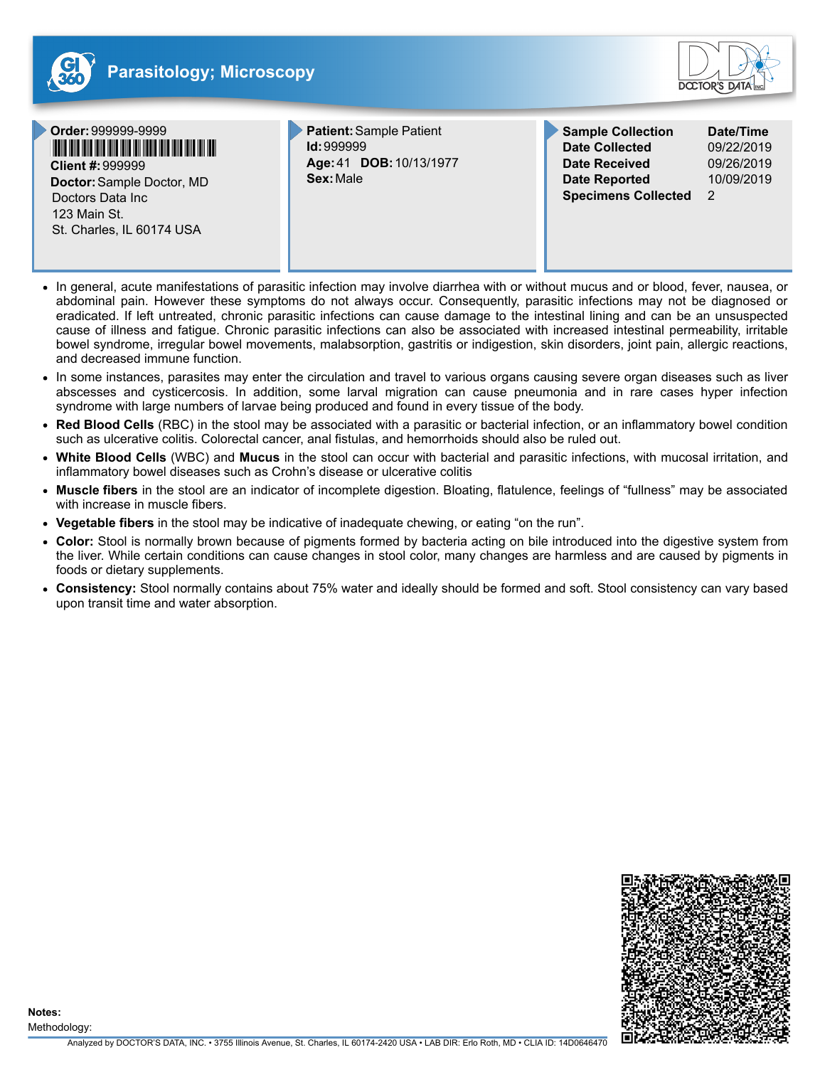## Parasitology; Microscopy

**Order:** 999999-9999
**Client #:** 999999
**Doctor:** Sample Doctor, MD
Doctors Data Inc
123 Main St.
St. Charles, IL 60174 USA

**Patient:** Sample Patient
**Id:** 999999
**Age:** 41 **DOB:** 10/13/1977
**Sex:** Male

| Sample Collection | Date/Time |
|---|---|
| Date Collected | 09/22/2019 |
| Date Received | 09/26/2019 |
| Date Reported | 10/09/2019 |
| Specimens Collected | 2 |

- In general, acute manifestations of parasitic infection may involve diarrhea with or without mucus and or blood, fever, nausea, or abdominal pain. However these symptoms do not always occur. Consequently, parasitic infections may not be diagnosed or eradicated. If left untreated, chronic parasitic infections can cause damage to the intestinal lining and can be an unsuspected cause of illness and fatigue. Chronic parasitic infections can also be associated with increased intestinal permeability, irritable bowel syndrome, irregular bowel movements, malabsorption, gastritis or indigestion, skin disorders, joint pain, allergic reactions, and decreased immune function.
- In some instances, parasites may enter the circulation and travel to various organs causing severe organ diseases such as liver abscesses and cysticercosis. In addition, some larval migration can cause pneumonia and in rare cases hyper infection syndrome with large numbers of larvae being produced and found in every tissue of the body.
- **Red Blood Cells** (RBC) in the stool may be associated with a parasitic or bacterial infection, or an inflammatory bowel condition such as ulcerative colitis. Colorectal cancer, anal fistulas, and hemorrhoids should also be ruled out.
- **White Blood Cells** (WBC) and **Mucus** in the stool can occur with bacterial and parasitic infections, with mucosal irritation, and inflammatory bowel diseases such as Crohn's disease or ulcerative colitis
- **Muscle fibers** in the stool are an indicator of incomplete digestion. Bloating, flatulence, feelings of "fullness" may be associated with increase in muscle fibers.
- **Vegetable fibers** in the stool may be indicative of inadequate chewing, or eating "on the run".
- **Color:** Stool is normally brown because of pigments formed by bacteria acting on bile introduced into the digestive system from the liver. While certain conditions can cause changes in stool color, many changes are harmless and are caused by pigments in foods or dietary supplements.
- **Consistency:** Stool normally contains about 75% water and ideally should be formed and soft. Stool consistency can vary based upon transit time and water absorption.

**Notes:**

Methodology:

Analyzed by DOCTOR'S DATA, INC. • 3755 Illinois Avenue, St. Charles, IL 60174-2420 USA • LAB DIR: Erlo Roth, MD • CLIA ID: 14D0646470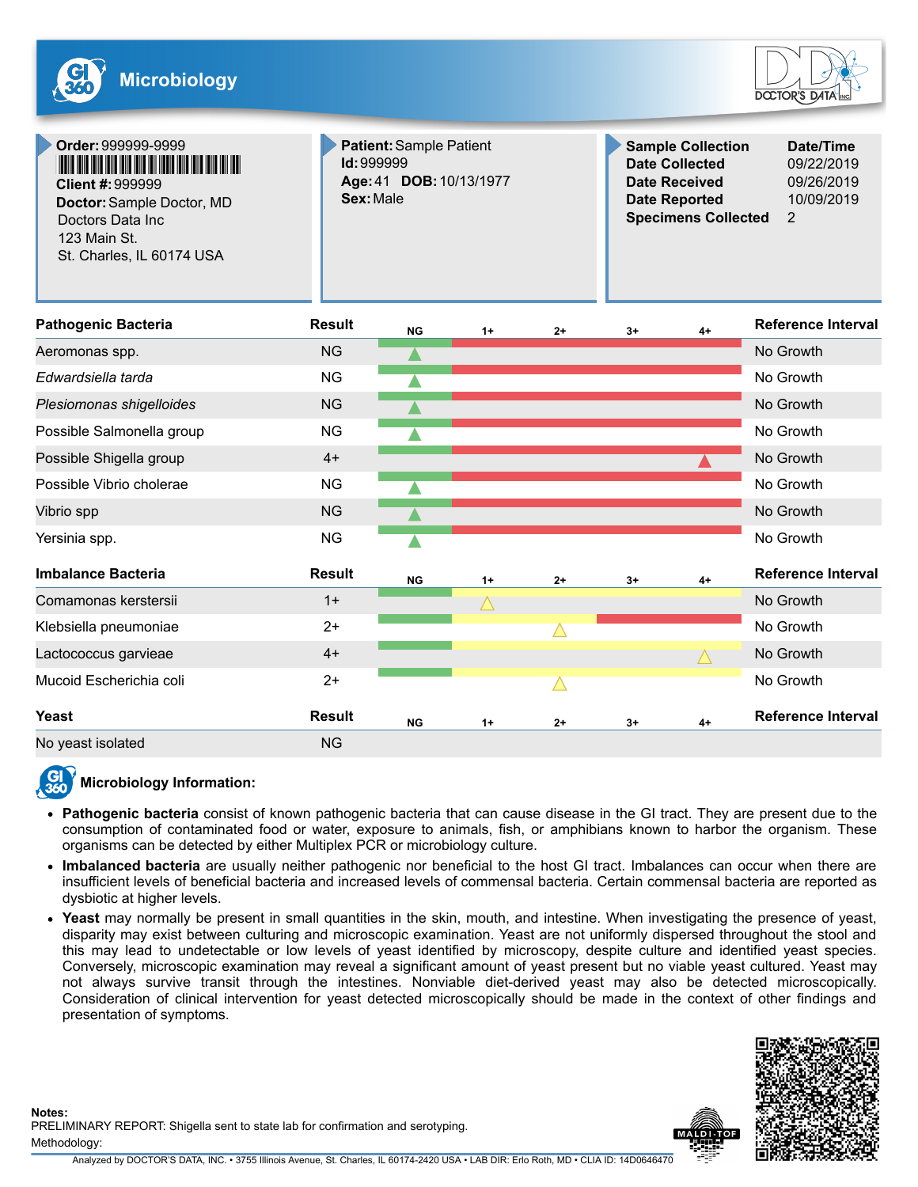# Microbiology

**Order:** 999999-9999
**Client #:** 999999
**Doctor:** Sample Doctor, MD
Doctors Data Inc
123 Main St.
St. Charles, IL 60174 USA

**Patient:** Sample Patient
**Id:** 999999
**Age:** 41 **DOB:** 10/13/1977
**Sex:** Male

| Sample Collection | Date/Time |
|---|---|
| Date Collected | 09/22/2019 |
| Date Received | 09/26/2019 |
| Date Reported | 10/09/2019 |
| Specimens Collected | 2 |

| Pathogenic Bacteria | Result | Reference Interval |
|---|---|---|
| Aeromonas spp. | NG | No Growth |
| *Edwardsiella tarda* | NG | No Growth |
| *Plesiomonas shigelloides* | NG | No Growth |
| Possible Salmonella group | NG | No Growth |
| Possible Shigella group | 4+ | No Growth |
| Possible Vibrio cholerae | NG | No Growth |
| Vibrio spp | NG | No Growth |
| Yersinia spp. | NG | No Growth |

| Imbalance Bacteria | Result | Reference Interval |
|---|---|---|
| Comamonas kerstersii | 1+ | No Growth |
| Klebsiella pneumoniae | 2+ | No Growth |
| Lactococcus garvieae | 4+ | No Growth |
| Mucoid Escherichia coli | 2+ | No Growth |

| Yeast | Result | Reference Interval |
|---|---|---|
| No yeast isolated | NG | |

## Microbiology Information:

- **Pathogenic bacteria** consist of known pathogenic bacteria that can cause disease in the GI tract. They are present due to the consumption of contaminated food or water, exposure to animals, fish, or amphibians known to harbor the organism. These organisms can be detected by either Multiplex PCR or microbiology culture.
- **Imbalanced bacteria** are usually neither pathogenic nor beneficial to the host GI tract. Imbalances can occur when there are insufficient levels of beneficial bacteria and increased levels of commensal bacteria. Certain commensal bacteria are reported as dysbiotic at higher levels.
- **Yeast** may normally be present in small quantities in the skin, mouth, and intestine. When investigating the presence of yeast, disparity may exist between culturing and microscopic examination. Yeast are not uniformly dispersed throughout the stool and this may lead to undetectable or low levels of yeast identified by microscopy, despite culture and identified yeast species. Conversely, microscopic examination may reveal a significant amount of yeast present but no viable yeast cultured. Yeast may not always survive transit through the intestines. Nonviable diet-derived yeast may also be detected microscopically. Consideration of clinical intervention for yeast detected microscopically should be made in the context of other findings and presentation of symptoms.

**Notes:**
PRELIMINARY REPORT: Shigella sent to state lab for confirmation and serotyping.
Methodology:

Analyzed by DOCTOR'S DATA, INC. • 3755 Illinois Avenue, St. Charles, IL 60174-2420 USA • LAB DIR: Erlo Roth, MD • CLIA ID: 14D0646470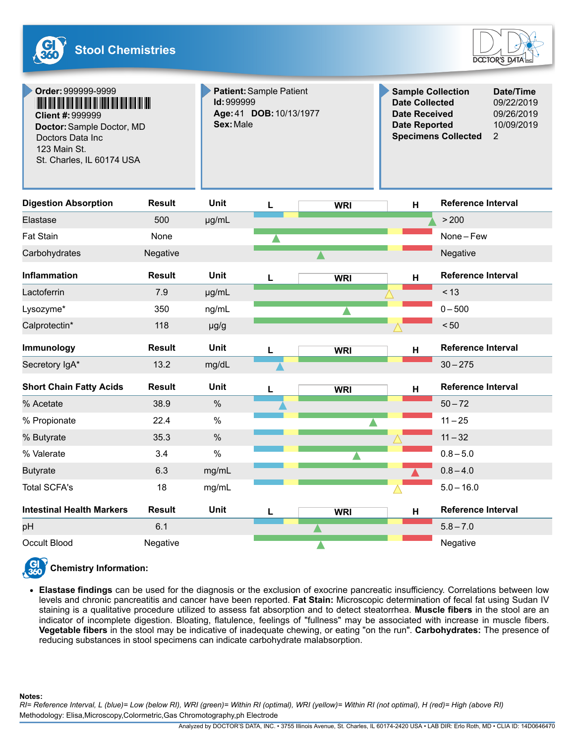# Stool Chemistries

**Order:** 999999-9999
**Client #:** 999999
**Doctor:** Sample Doctor, MD
Doctors Data Inc
123 Main St.
St. Charles, IL 60174 USA

**Patient:** Sample Patient
**Id:** 999999
**Age:** 41 **DOB:** 10/13/1977
**Sex:** Male

| **Sample Collection** | **Date/Time** |
|---|---|
| **Date Collected** | 09/22/2019 |
| **Date Received** | 09/26/2019 |
| **Date Reported** | 10/09/2019 |
| **Specimens Collected** | 2 |

| Digestion Absorption | Result | Unit | Reference Interval |
|---|---|---|---|
| Elastase | 500 | µg/mL | > 200 |
| Fat Stain | None | | None – Few |
| Carbohydrates | Negative | | Negative |

| Inflammation | Result | Unit | Reference Interval |
|---|---|---|---|
| Lactoferrin | 7.9 | µg/mL | < 13 |
| Lysozyme* | 350 | ng/mL | 0 – 500 |
| Calprotectin* | 118 | µg/g | < 50 |

| Immunology | Result | Unit | Reference Interval |
|---|---|---|---|
| Secretory IgA* | 13.2 | mg/dL | 30 – 275 |

| Short Chain Fatty Acids | Result | Unit | Reference Interval |
|---|---|---|---|
| % Acetate | 38.9 | % | 50 – 72 |
| % Propionate | 22.4 | % | 11 – 25 |
| % Butyrate | 35.3 | % | 11 – 32 |
| % Valerate | 3.4 | % | 0.8 – 5.0 |
| Butyrate | 6.3 | mg/mL | 0.8 – 4.0 |
| Total SCFA's | 18 | mg/mL | 5.0 – 16.0 |

| Intestinal Health Markers | Result | Unit | Reference Interval |
|---|---|---|---|
| pH | 6.1 | | 5.8 – 7.0 |
| Occult Blood | Negative | | Negative |

## Chemistry Information:

- **Elastase findings** can be used for the diagnosis or the exclusion of exocrine pancreatic insufficiency. Correlations between low levels and chronic pancreatitis and cancer have been reported. **Fat Stain:** Microscopic determination of fecal fat using Sudan IV staining is a qualitative procedure utilized to assess fat absorption and to detect steatorrhea. **Muscle fibers** in the stool are an indicator of incomplete digestion. Bloating, flatulence, feelings of "fullness" may be associated with increase in muscle fibers. **Vegetable fibers** in the stool may be indicative of inadequate chewing, or eating "on the run". **Carbohydrates:** The presence of reducing substances in stool specimens can indicate carbohydrate malabsorption.

**Notes:**
*RI= Reference Interval, L (blue)= Low (below RI), WRI (green)= Within RI (optimal), WRI (yellow)= Within RI (not optimal), H (red)= High (above RI)*
Methodology: Elisa,Microscopy,Colormetric,Gas Chromotography,ph Electrode

Analyzed by DOCTOR'S DATA, INC. • 3755 Illinois Avenue, St. Charles, IL 60174-2420 USA • LAB DIR: Erlo Roth, MD • CLIA ID: 14D0646470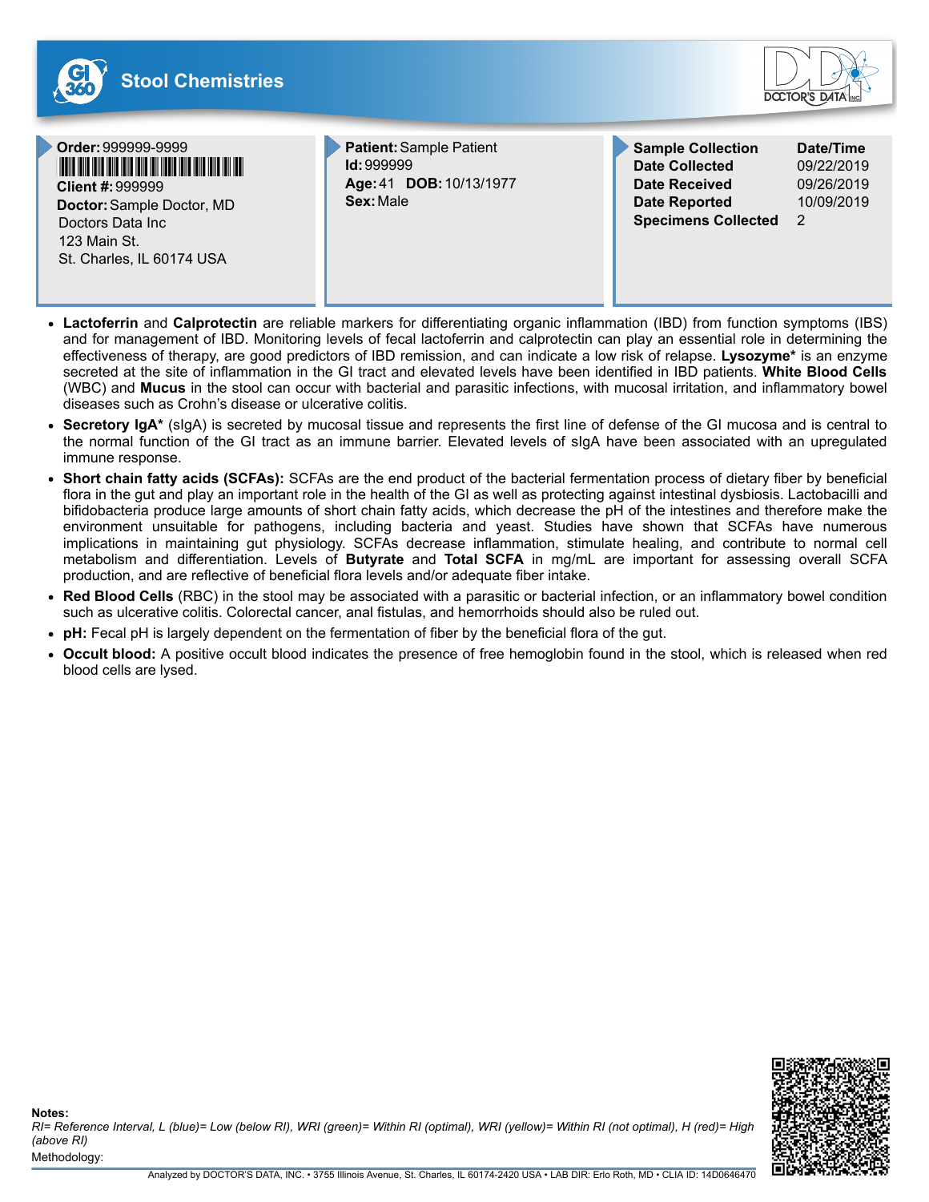# Stool Chemistries

**Order:** 999999-9999
**Client #:** 999999
**Doctor:** Sample Doctor, MD
Doctors Data Inc
123 Main St.
St. Charles, IL 60174 USA

**Patient:** Sample Patient
**Id:** 999999
**Age:** 41 **DOB:** 10/13/1977
**Sex:** Male

| Sample Collection | Date/Time |
|---|---|
| Date Collected | 09/22/2019 |
| Date Received | 09/26/2019 |
| Date Reported | 10/09/2019 |
| Specimens Collected | 2 |

- **Lactoferrin** and **Calprotectin** are reliable markers for differentiating organic inflammation (IBD) from function symptoms (IBS) and for management of IBD. Monitoring levels of fecal lactoferrin and calprotectin can play an essential role in determining the effectiveness of therapy, are good predictors of IBD remission, and can indicate a low risk of relapse. **Lysozyme*** is an enzyme secreted at the site of inflammation in the GI tract and elevated levels have been identified in IBD patients. **White Blood Cells** (WBC) and **Mucus** in the stool can occur with bacterial and parasitic infections, with mucosal irritation, and inflammatory bowel diseases such as Crohn's disease or ulcerative colitis.
- **Secretory IgA*** (sIgA) is secreted by mucosal tissue and represents the first line of defense of the GI mucosa and is central to the normal function of the GI tract as an immune barrier. Elevated levels of sIgA have been associated with an upregulated immune response.
- **Short chain fatty acids (SCFAs):** SCFAs are the end product of the bacterial fermentation process of dietary fiber by beneficial flora in the gut and play an important role in the health of the GI as well as protecting against intestinal dysbiosis. Lactobacilli and bifidobacteria produce large amounts of short chain fatty acids, which decrease the pH of the intestines and therefore make the environment unsuitable for pathogens, including bacteria and yeast. Studies have shown that SCFAs have numerous implications in maintaining gut physiology. SCFAs decrease inflammation, stimulate healing, and contribute to normal cell metabolism and differentiation. Levels of **Butyrate** and **Total SCFA** in mg/mL are important for assessing overall SCFA production, and are reflective of beneficial flora levels and/or adequate fiber intake.
- **Red Blood Cells** (RBC) in the stool may be associated with a parasitic or bacterial infection, or an inflammatory bowel condition such as ulcerative colitis. Colorectal cancer, anal fistulas, and hemorrhoids should also be ruled out.
- **pH:** Fecal pH is largely dependent on the fermentation of fiber by the beneficial flora of the gut.
- **Occult blood:** A positive occult blood indicates the presence of free hemoglobin found in the stool, which is released when red blood cells are lysed.

**Notes:**
*RI= Reference Interval, L (blue)= Low (below RI), WRI (green)= Within RI (optimal), WRI (yellow)= Within RI (not optimal), H (red)= High (above RI)*
Methodology:

Analyzed by DOCTOR'S DATA, INC. • 3755 Illinois Avenue, St. Charles, IL 60174-2420 USA • LAB DIR: Erlo Roth, MD • CLIA ID: 14D0646470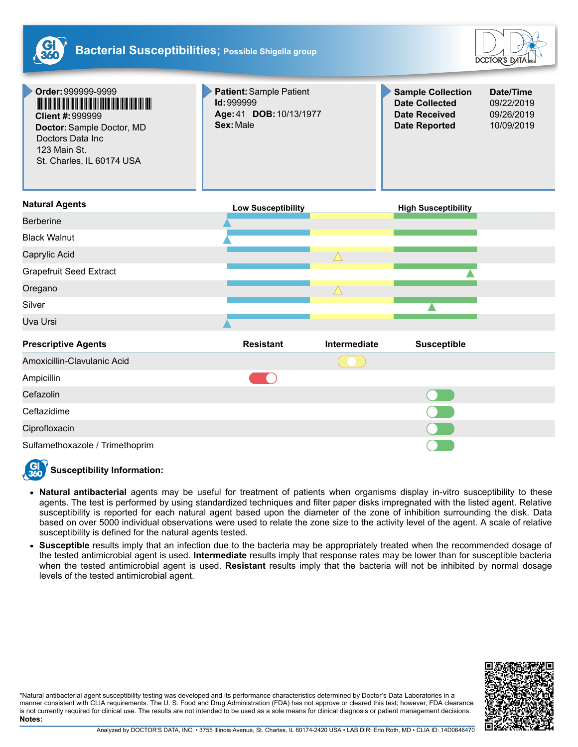# Bacterial Susceptibilities; Possible Shigella group

**Order:** 999999-9999
**Client #:** 999999
**Doctor:** Sample Doctor, MD
Doctors Data Inc
123 Main St.
St. Charles, IL 60174 USA

**Patient:** Sample Patient
**Id:** 999999
**Age:** 41 **DOB:** 10/13/1977
**Sex:** Male

| Sample Collection | Date/Time |
|---|---|
| Date Collected | 09/22/2019 |
| Date Received | 09/26/2019 |
| Date Reported | 10/09/2019 |

**Natural Agents**

Low Susceptibility
High Susceptibility

Berberine
Black Walnut
Caprylic Acid
Grapefruit Seed Extract
Oregano
Silver
Uva Ursi

**Prescriptive Agents**

Resistant
Intermediate
Susceptible

Amoxicillin-Clavulanic Acid
Ampicillin
Cefazolin
Ceftazidime
Ciprofloxacin
Sulfamethoxazole / Trimethoprim

## Susceptibility Information:

- **Natural antibacterial** agents may be useful for treatment of patients when organisms display in-vitro susceptibility to these agents. The test is performed by using standardized techniques and filter paper disks impregnated with the listed agent. Relative susceptibility is reported for each natural agent based upon the diameter of the zone of inhibition surrounding the disk. Data based on over 5000 individual observations were used to relate the zone size to the activity level of the agent. A scale of relative susceptibility is defined for the natural agents tested.
- **Susceptible** results imply that an infection due to the bacteria may be appropriately treated when the recommended dosage of the tested antimicrobial agent is used. **Intermediate** results imply that response rates may be lower than for susceptible bacteria when the tested antimicrobial agent is used. **Resistant** results imply that the bacteria will not be inhibited by normal dosage levels of the tested antimicrobial agent.

*Natural antibacterial agent susceptibility testing was developed and its performance characteristics determined by Doctor's Data Laboratories in a manner consistent with CLIA requirements. The U. S. Food and Drug Administration (FDA) has not approve or cleared this test; however, FDA clearance is not currently required for clinical use. The results are not intended to be used as a sole means for clinical diagnosis or patient management decisions.

**Notes:**

Analyzed by DOCTOR'S DATA, INC. • 3755 Illinois Avenue, St. Charles, IL 60174-2420 USA • LAB DIR: Erlo Roth, MD • CLIA ID: 14D0646470